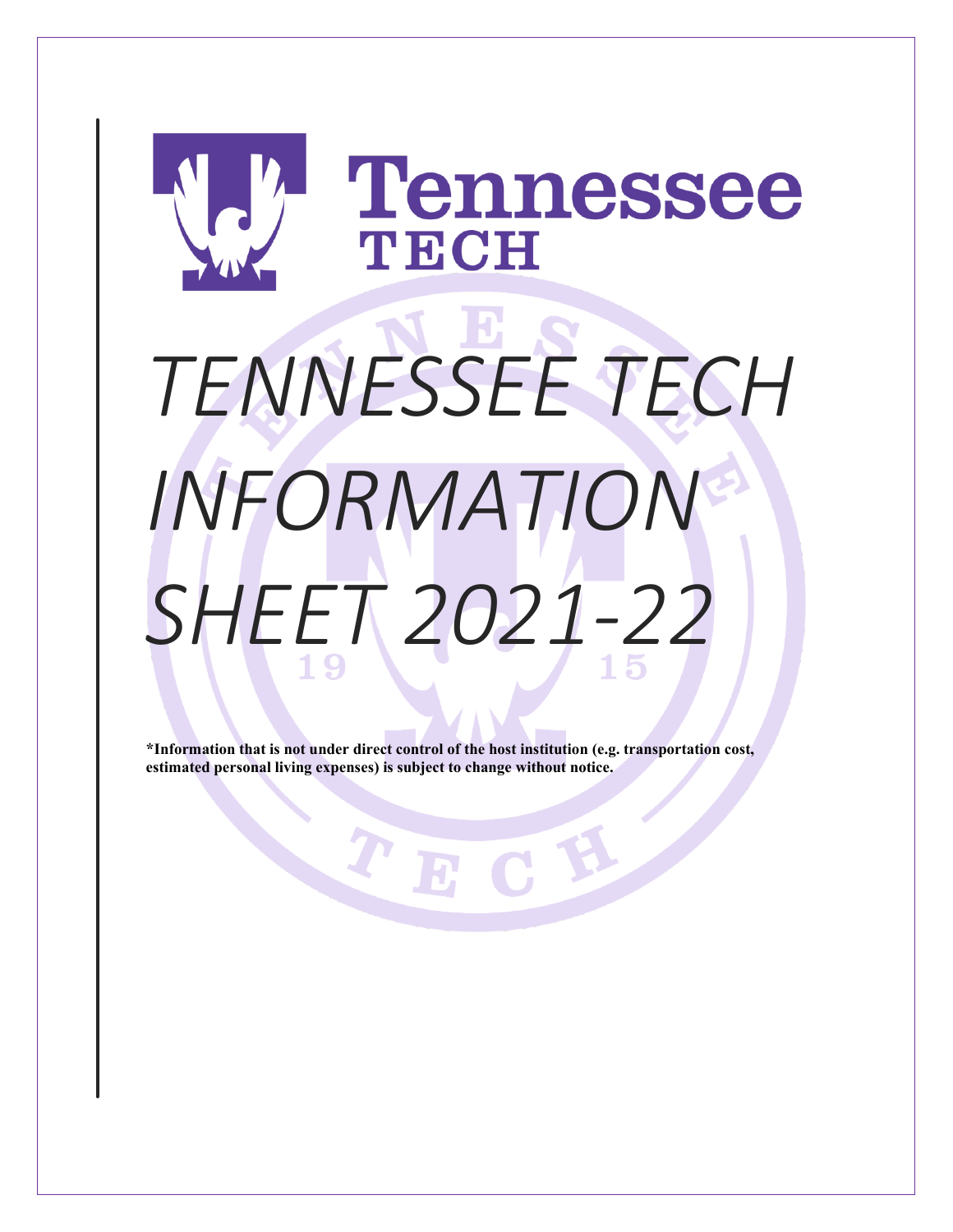Tennessee TECH

# *TENNESSEE TECH INFORMATION SHEET 2021-22*

**\*Information that is not under direct control of the host institution (e.g. transportation cost, estimated personal living expenses) is subject to change without notice.**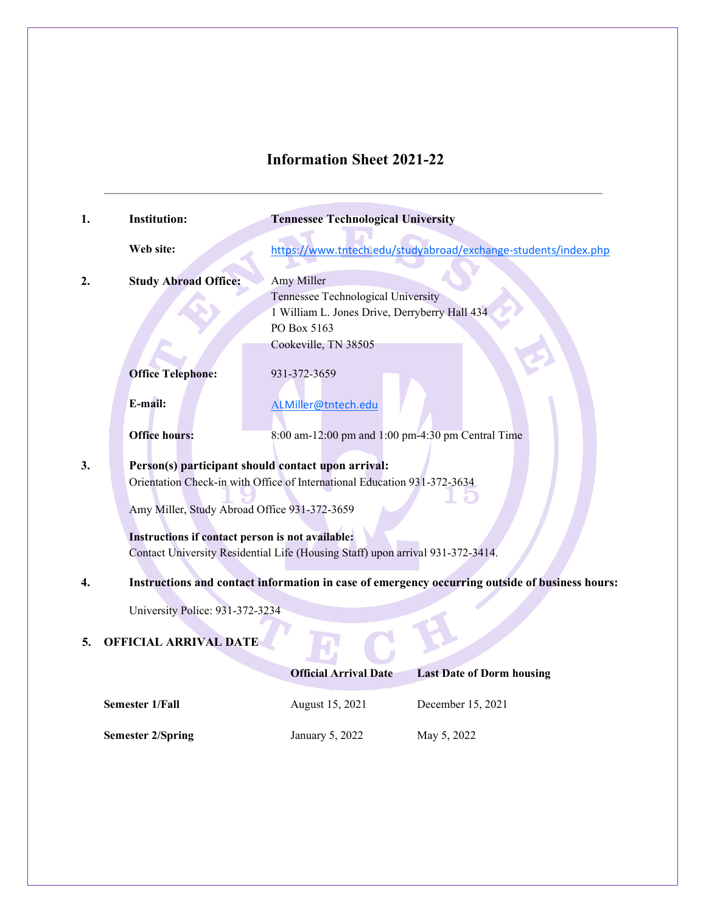# Information Sheet 2021-22

---

1. **Institution:** **Tennessee Technological University**

   **Web site:** https://www.tntech.edu/studyabroad/exchange-students/index.php

2. **Study Abroad Office:** Amy Miller
   Tennessee Technological University
   1 William L. Jones Drive, Derryberry Hall 434
   PO Box 5163
   Cookeville, TN 38505

   **Office Telephone:** 931-372-3659

   **E-mail:** ALMiller@tntech.edu

   **Office hours:** 8:00 am-12:00 pm and 1:00 pm-4:30 pm Central Time

3. **Person(s) participant should contact upon arrival:**
   Orientation Check-in with Office of International Education 931-372-3634

   Amy Miller, Study Abroad Office 931-372-3659

   **Instructions if contact person is not available:**
   Contact University Residential Life (Housing Staff) upon arrival 931-372-3414.

4. **Instructions and contact information in case of emergency occurring outside of business hours:**

   University Police: 931-372-3234

5. **OFFICIAL ARRIVAL DATE**

| | Official Arrival Date | Last Date of Dorm housing |
|---|---|---|
| **Semester 1/Fall** | August 15, 2021 | December 15, 2021 |
| **Semester 2/Spring** | January 5, 2022 | May 5, 2022 |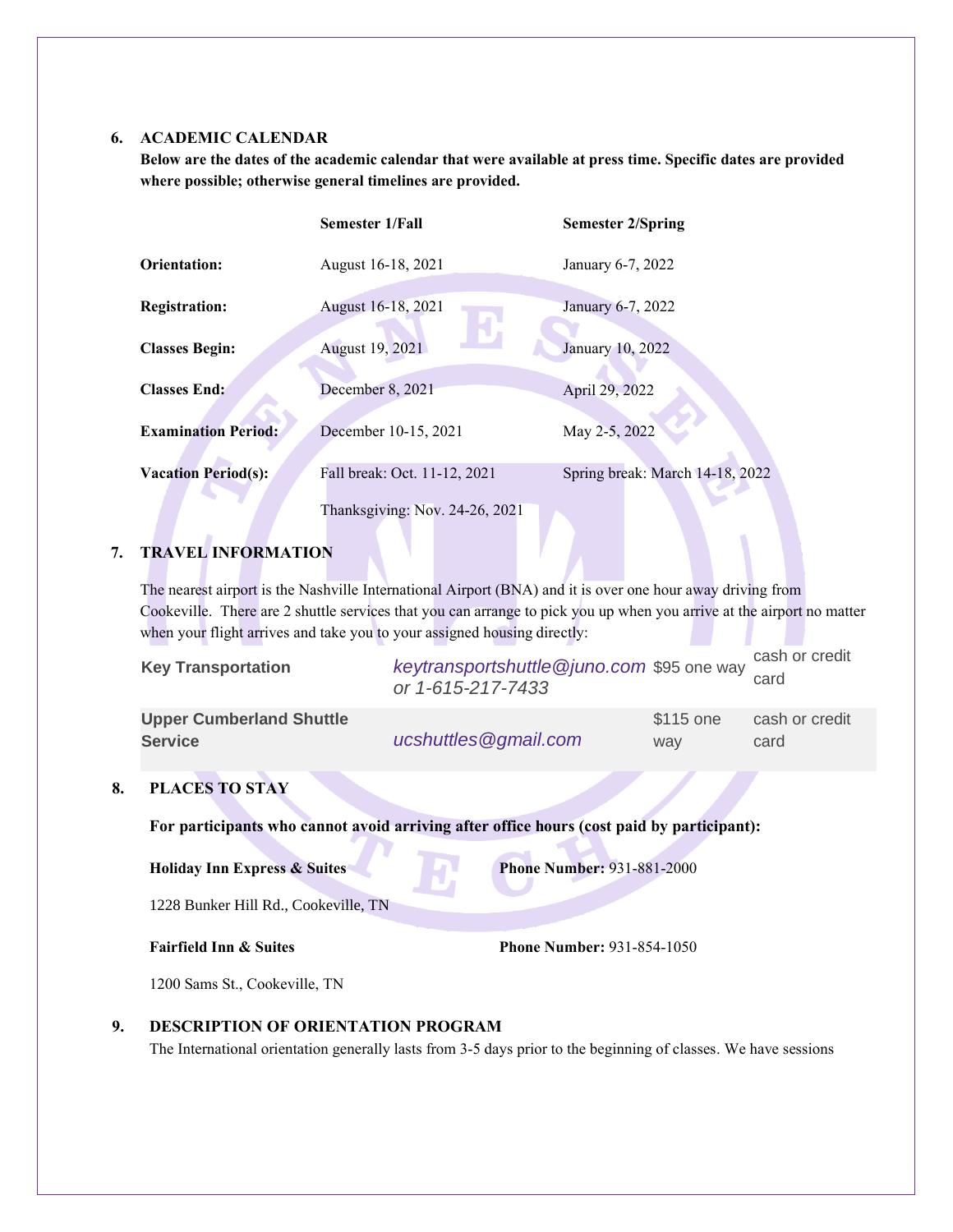### 6. ACADEMIC CALENDAR

**Below are the dates of the academic calendar that were available at press time. Specific dates are provided where possible; otherwise general timelines are provided.**

| | Semester 1/Fall | Semester 2/Spring |
|---|---|---|
| **Orientation:** | August 16-18, 2021 | January 6-7, 2022 |
| **Registration:** | August 16-18, 2021 | January 6-7, 2022 |
| **Classes Begin:** | August 19, 2021 | January 10, 2022 |
| **Classes End:** | December 8, 2021 | April 29, 2022 |
| **Examination Period:** | December 10-15, 2021 | May 2-5, 2022 |
| **Vacation Period(s):** | Fall break: Oct. 11-12, 2021 | Spring break: March 14-18, 2022 |
| | Thanksgiving: Nov. 24-26, 2021 | |

### 7. TRAVEL INFORMATION

The nearest airport is the Nashville International Airport (BNA) and it is over one hour away driving from Cookeville. There are 2 shuttle services that you can arrange to pick you up when you arrive at the airport no matter when your flight arrives and take you to your assigned housing directly:

| | | | |
|---|---|---|---|
| **Key Transportation** | *keytransportshuttle@juno.com or 1-615-217-7433* | $95 one way | cash or credit card |
| **Upper Cumberland Shuttle Service** | *ucshuttles@gmail.com* | $115 one way | cash or credit card |

### 8. PLACES TO STAY

**For participants who cannot avoid arriving after office hours (cost paid by participant):**

**Holiday Inn Express & Suites** — **Phone Number:** 931-881-2000

1228 Bunker Hill Rd., Cookeville, TN

**Fairfield Inn & Suites** — **Phone Number:** 931-854-1050

1200 Sams St., Cookeville, TN

### 9. DESCRIPTION OF ORIENTATION PROGRAM

The International orientation generally lasts from 3-5 days prior to the beginning of classes. We have sessions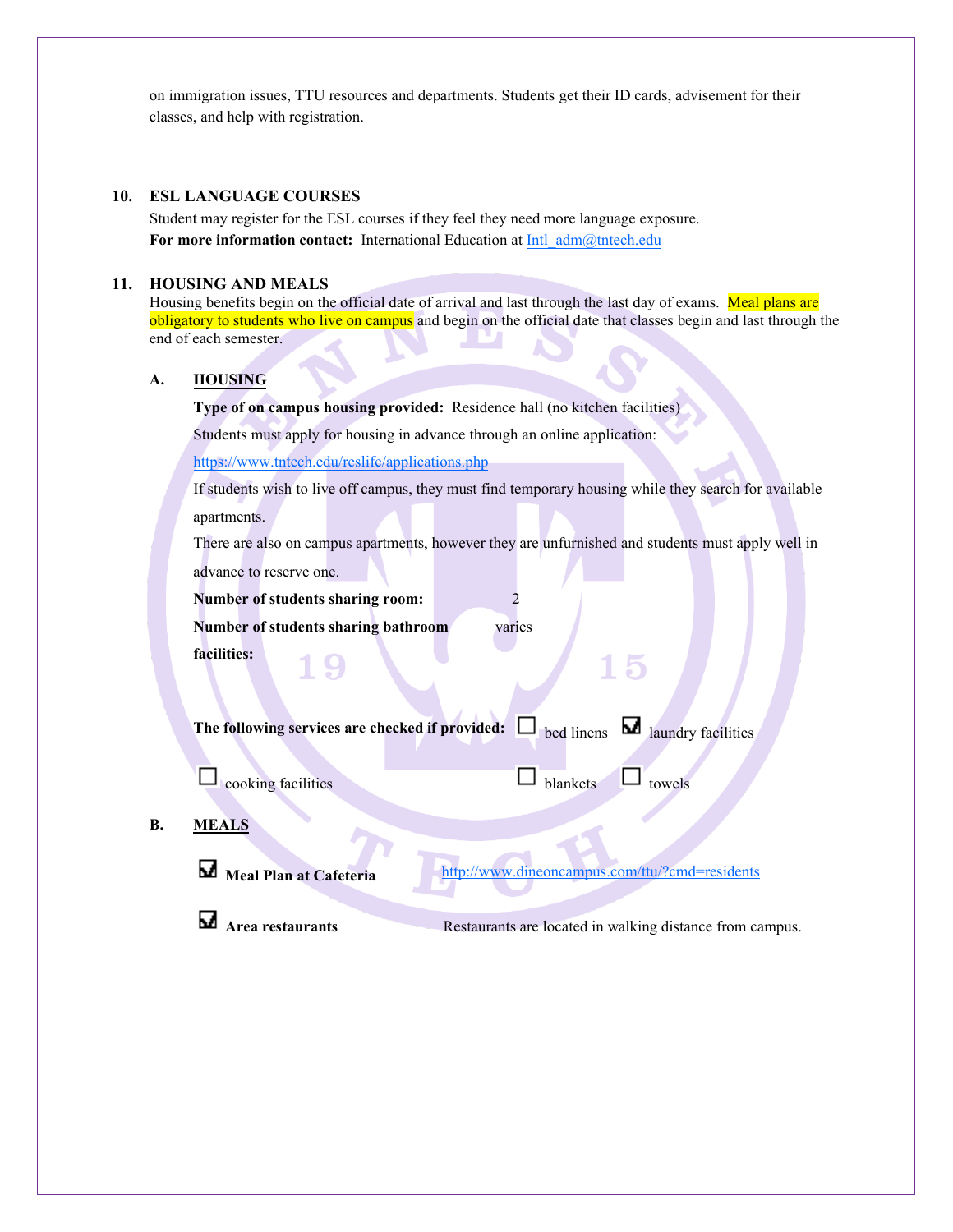on immigration issues, TTU resources and departments. Students get their ID cards, advisement for their classes, and help with registration.

## 10. ESL LANGUAGE COURSES

Student may register for the ESL courses if they feel they need more language exposure.
**For more information contact:** International Education at Intl_adm@tntech.edu

## 11. HOUSING AND MEALS

Housing benefits begin on the official date of arrival and last through the last day of exams. Meal plans are obligatory to students who live on campus and begin on the official date that classes begin and last through the end of each semester.

### A. HOUSING

**Type of on campus housing provided:** Residence hall (no kitchen facilities)

Students must apply for housing in advance through an online application:

https://www.tntech.edu/reslife/applications.php

If students wish to live off campus, they must find temporary housing while they search for available apartments.

There are also on campus apartments, however they are unfunished and students must apply well in advance to reserve one.

**Number of students sharing room:** 2

**Number of students sharing bathroom facilities:** varies

**The following services are checked if provided:**

- ☐ bed linens
- ☑ laundry facilities
- ☐ cooking facilities
- ☐ blankets
- ☐ towels

### B. MEALS

☑ **Meal Plan at Cafeteria** http://www.dineoncampus.com/ttu/?cmd=residents

☑ **Area restaurants** Restaurants are located in walking distance from campus.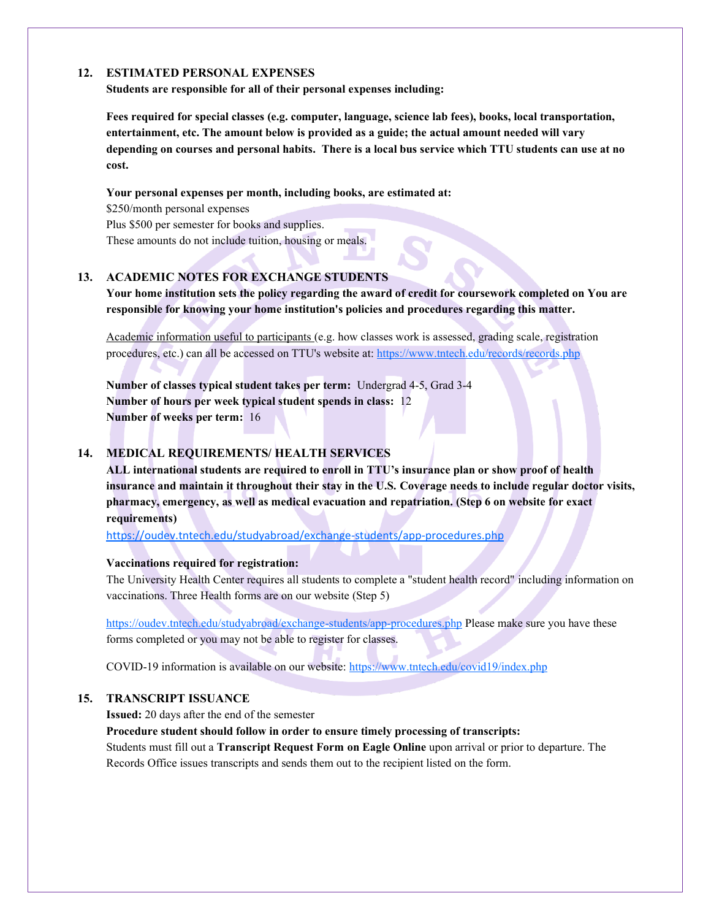## 12. ESTIMATED PERSONAL EXPENSES

**Students are responsible for all of their personal expenses including:**

**Fees required for special classes (e.g. computer, language, science lab fees), books, local transportation, entertainment, etc. The amount below is provided as a guide; the actual amount needed will vary depending on courses and personal habits. There is a local bus service which TTU students can use at no cost.**

**Your personal expenses per month, including books, are estimated at:**
$250/month personal expenses
Plus $500 per semester for books and supplies.
These amounts do not include tuition, housing or meals.

## 13. ACADEMIC NOTES FOR EXCHANGE STUDENTS

**Your home institution sets the policy regarding the award of credit for coursework completed on You are responsible for knowing your home institution's policies and procedures regarding this matter.**

Academic information useful to participants (e.g. how classes work is assessed, grading scale, registration procedures, etc.) can all be accessed on TTU's website at: https://www.tntech.edu/records/records.php

**Number of classes typical student takes per term:** Undergrad 4-5, Grad 3-4
**Number of hours per week typical student spends in class:** 12
**Number of weeks per term:** 16

## 14. MEDICAL REQUIREMENTS/ HEALTH SERVICES

**ALL international students are required to enroll in TTU's insurance plan or show proof of health insurance and maintain it throughout their stay in the U.S. Coverage needs to include regular doctor visits, pharmacy, emergency, as well as medical evacuation and repatriation. (Step 6 on website for exact requirements)**
https://oudev.tntech.edu/studyabroad/exchange-students/app-procedures.php

**Vaccinations required for registration:**
The University Health Center requires all students to complete a "student health record" including information on vaccinations. Three Health forms are on our website (Step 5)

https://oudev.tntech.edu/studyabroad/exchange-students/app-procedures.php Please make sure you have these forms completed or you may not be able to register for classes.

COVID-19 information is available on our website: https://www.tntech.edu/covid19/index.php

## 15. TRANSCRIPT ISSUANCE

**Issued:** 20 days after the end of the semester
**Procedure student should follow in order to ensure timely processing of transcripts:**
Students must fill out a **Transcript Request Form on Eagle Online** upon arrival or prior to departure. The Records Office issues transcripts and sends them out to the recipient listed on the form.